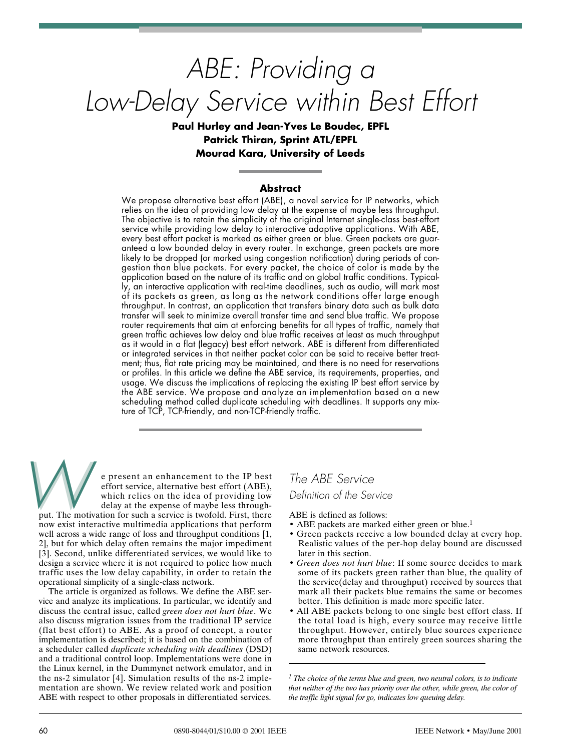# ABE: Providing a Low-Delay Service within Best Effort

**Paul Hurley and Jean-Yves Le Boudec, EPFL**
**Patrick Thiran, Sprint ATL/EPFL**
**Mourad Kara, University of Leeds**

## Abstract

We propose alternative best effort (ABE), a novel service for IP networks, which relies on the idea of providing low delay at the expense of maybe less throughput. The objective is to retain the simplicity of the original Internet single-class best-effort service while providing low delay to interactive adaptive applications. With ABE, every best effort packet is marked as either green or blue. Green packets are guaranteed a low bounded delay in every router. In exchange, green packets are more likely to be dropped (or marked using congestion notification) during periods of congestion than blue packets. For every packet, the choice of color is made by the application based on the nature of its traffic and on global traffic conditions. Typically, an interactive application with real-time deadlines, such as audio, will mark most of its packets as green, as long as the network conditions offer large enough throughput. In contrast, an application that transfers binary data such as bulk data transfer will seek to minimize overall transfer time and send blue traffic. We propose router requirements that aim at enforcing benefits for all types of traffic, namely that green traffic achieves low delay and blue traffic receives at least as much throughput as it would in a flat (legacy) best effort network. ABE is different from differentiated or integrated services in that neither packet color can be said to receive better treatment; thus, flat rate pricing may be maintained, and there is no need for reservations or profiles. In this article we define the ABE service, its requirements, properties, and usage. We discuss the implications of replacing the existing IP best effort service by the ABE service. We propose and analyze an implementation based on a new scheduling method called duplicate scheduling with deadlines. It supports any mixture of TCP, TCP-friendly, and non-TCP-friendly traffic.

We present an enhancement to the IP best effort service, alternative best effort (ABE), which relies on the idea of providing low delay at the expense of maybe less throughput. The motivation for such a service is twofold. First, there now exist interactive multimedia applications that perform well across a wide range of loss and throughput conditions [1, 2], but for which delay often remains the major impediment [3]. Second, unlike differentiated services, we would like to design a service where it is not required to police how much traffic uses the low delay capability, in order to retain the operational simplicity of a single-class network.

The article is organized as follows. We define the ABE service and analyze its implications. In particular, we identify and discuss the central issue, called *green does not hurt blue*. We also discuss migration issues from the traditional IP service (flat best effort) to ABE. As a proof of concept, a router implementation is described; it is based on the combination of a scheduler called *duplicate scheduling with deadlines* (DSD) and a traditional control loop. Implementations were done in the Linux kernel, in the Dummynet network emulator, and in the ns-2 simulator [4]. Simulation results of the ns-2 implementation are shown. We review related work and position ABE with respect to other proposals in differentiated services.

## The ABE Service

### Definition of the Service

ABE is defined as follows:

- ABE packets are marked either green or blue.[1]
- Green packets receive a low bounded delay at every hop. Realistic values of the per-hop delay bound are discussed later in this section.
- *Green does not hurt blue*: If some source decides to mark some of its packets green rather than blue, the quality of the service(delay and throughput) received by sources that mark all their packets blue remains the same or becomes better. This definition is made more specific later.
- All ABE packets belong to one single best effort class. If the total load is high, every source may receive little throughput. However, entirely blue sources experience more throughput than entirely green sources sharing the same network resources.

[1] *The choice of the terms blue and green, two neutral colors, is to indicate that neither of the two has priority over the other, while green, the color of the traffic light signal for go, indicates low queuing delay.*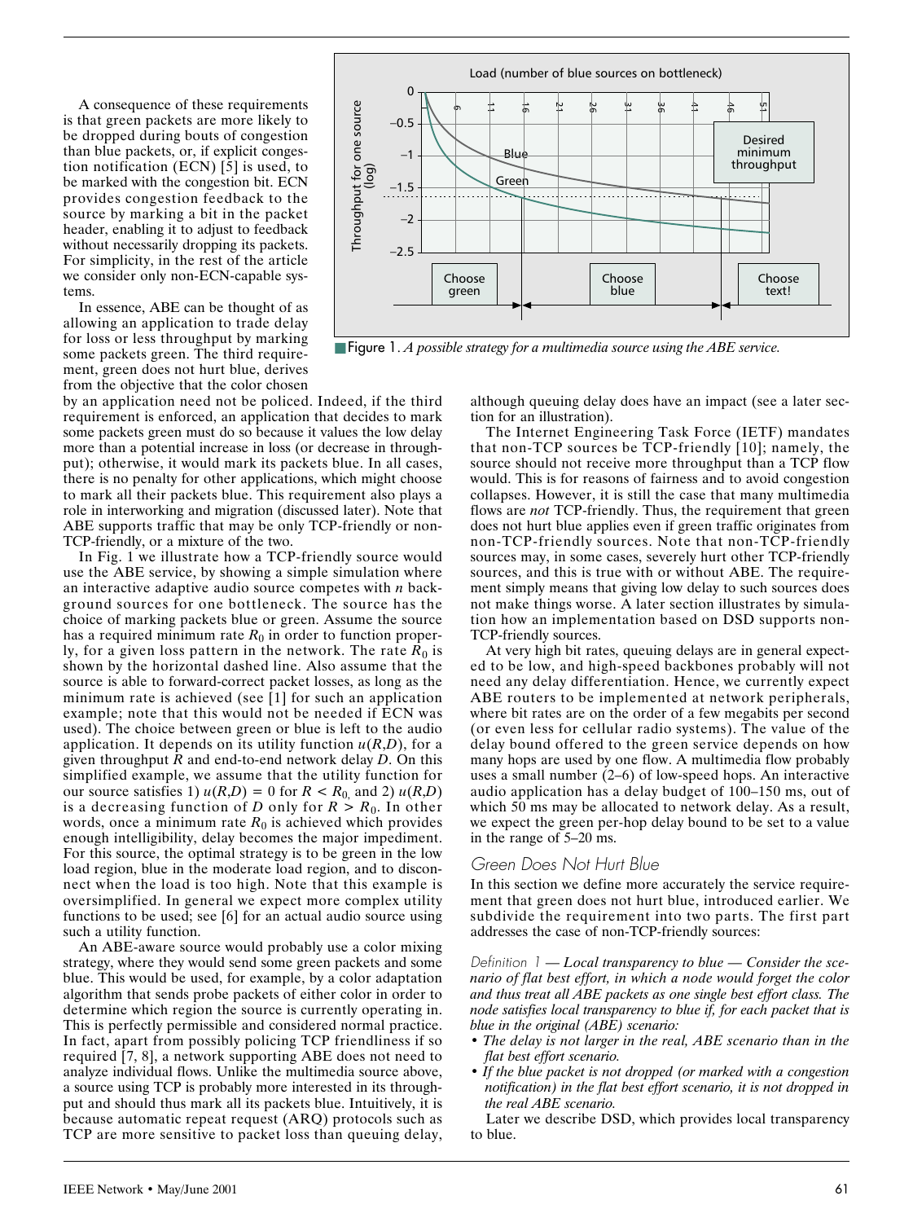A consequence of these requirements is that green packets are more likely to be dropped during bouts of congestion than blue packets, or, if explicit congestion notification (ECN) [5] is used, to be marked with the congestion bit. ECN provides congestion feedback to the source by marking a bit in the packet header, enabling it to adjust to feedback without necessarily dropping its packets. For simplicity, in the rest of the article we consider only non-ECN-capable systems.

In essence, ABE can be thought of as allowing an application to trade delay for loss or less throughput by marking some packets green. The third requirement, green does not hurt blue, derives from the objective that the color chosen by an application need not be policed. Indeed, if the third requirement is enforced, an application that decides to mark some packets green must do so because it values the low delay more than a potential increase in loss (or decrease in throughput); otherwise, it would mark its packets blue. In all cases, there is no penalty for other applications, which might choose to mark all their packets blue. This requirement also plays a role in interworking and migration (discussed later). Note that ABE supports traffic that may be only TCP-friendly or non-TCP-friendly, or a mixture of the two.

In Fig. 1 we illustrate how a TCP-friendly source would use the ABE service, by showing a simple simulation where an interactive adaptive audio source competes with $n$ background sources for one bottleneck. The source has the choice of marking packets blue or green. Assume the source has a required minimum rate $R_0$ in order to function properly, for a given loss pattern in the network. The rate $R_0$ is shown by the horizontal dashed line. Also assume that the source is able to forward-correct packet losses, as long as the minimum rate is achieved (see [1] for such an application example; note that this would not be needed if ECN was used). The choice between green or blue is left to the audio application. It depends on its utility function $u(R,D)$, for a given throughput $R$ and end-to-end network delay $D$. On this simplified example, we assume that the utility function for our source satisfies 1) $u(R,D) = 0$ for $R < R_0$, and 2) $u(R,D)$ is a decreasing function of $D$ only for $R > R_0$. In other words, once a minimum rate $R_0$ is achieved which provides enough intelligibility, delay becomes the major impediment. For this source, the optimal strategy is to be green in the low load region, blue in the moderate load region, and to disconnect when the load is too high. Note that this example is oversimplified. In general we expect more complex utility functions to be used; see [6] for an actual audio source using such a utility function.

Figure 1. *A possible strategy for a multimedia source using the ABE service.*

An ABE-aware source would probably use a color mixing strategy, where they would send some green packets and some blue. This would be used, for example, by a color adaptation algorithm that sends probe packets of either color in order to determine which region the source is currently operating in. This is perfectly permissible and considered normal practice. In fact, apart from possibly policing TCP friendliness if so required [7, 8], a network supporting ABE does not need to analyze individual flows. Unlike the multimedia source above, a source using TCP is probably more interested in its throughput and should thus mark all its packets blue. Intuitively, it is because automatic repeat request (ARQ) protocols such as TCP are more sensitive to packet loss than queuing delay, although queuing delay does have an impact (see a later section for an illustration).

The Internet Engineering Task Force (IETF) mandates that non-TCP sources be TCP-friendly [10]; namely, the source should not receive more throughput than a TCP flow would. This is for reasons of fairness and to avoid congestion collapses. However, it is still the case that many multimedia flows are *not* TCP-friendly. Thus, the requirement that green does not hurt blue applies even if green traffic originates from non-TCP-friendly sources. Note that non-TCP-friendly sources may, in some cases, severely hurt other TCP-friendly sources, and this is true with or without ABE. The requirement simply means that giving low delay to such sources does not make things worse. A later section illustrates by simulation how an implementation based on DSD supports non-TCP-friendly sources.

At very high bit rates, queuing delays are in general expected to be low, and high-speed backbones probably will not need any delay differentiation. Hence, we currently expect ABE routers to be implemented at network peripherals, where bit rates are on the order of a few megabits per second (or even less for cellular radio systems). The value of the delay bound offered to the green service depends on how many hops are used by one flow. A multimedia flow probably uses a small number (2–6) of low-speed hops. An interactive audio application has a delay budget of 100–150 ms, out of which 50 ms may be allocated to network delay. As a result, we expect the green per-hop delay bound to be set to a value in the range of 5–20 ms.

## Green Does Not Hurt Blue

In this section we define more accurately the service requirement that green does not hurt blue, introduced earlier. We subdivide the requirement into two parts. The first part addresses the case of non-TCP-friendly sources:

*Definition 1 — Local transparency to blue — Consider the scenario of flat best effort, in which a node would forget the color and thus treat all ABE packets as one single best effort class. The node satisfies local transparency to blue if, for each packet that is blue in the original (ABE) scenario:*

- *The delay is not larger in the real, ABE scenario than in the flat best effort scenario.*
- *If the blue packet is not dropped (or marked with a congestion notification) in the flat best effort scenario, it is not dropped in the real ABE scenario.*

Later we describe DSD, which provides local transparency to blue.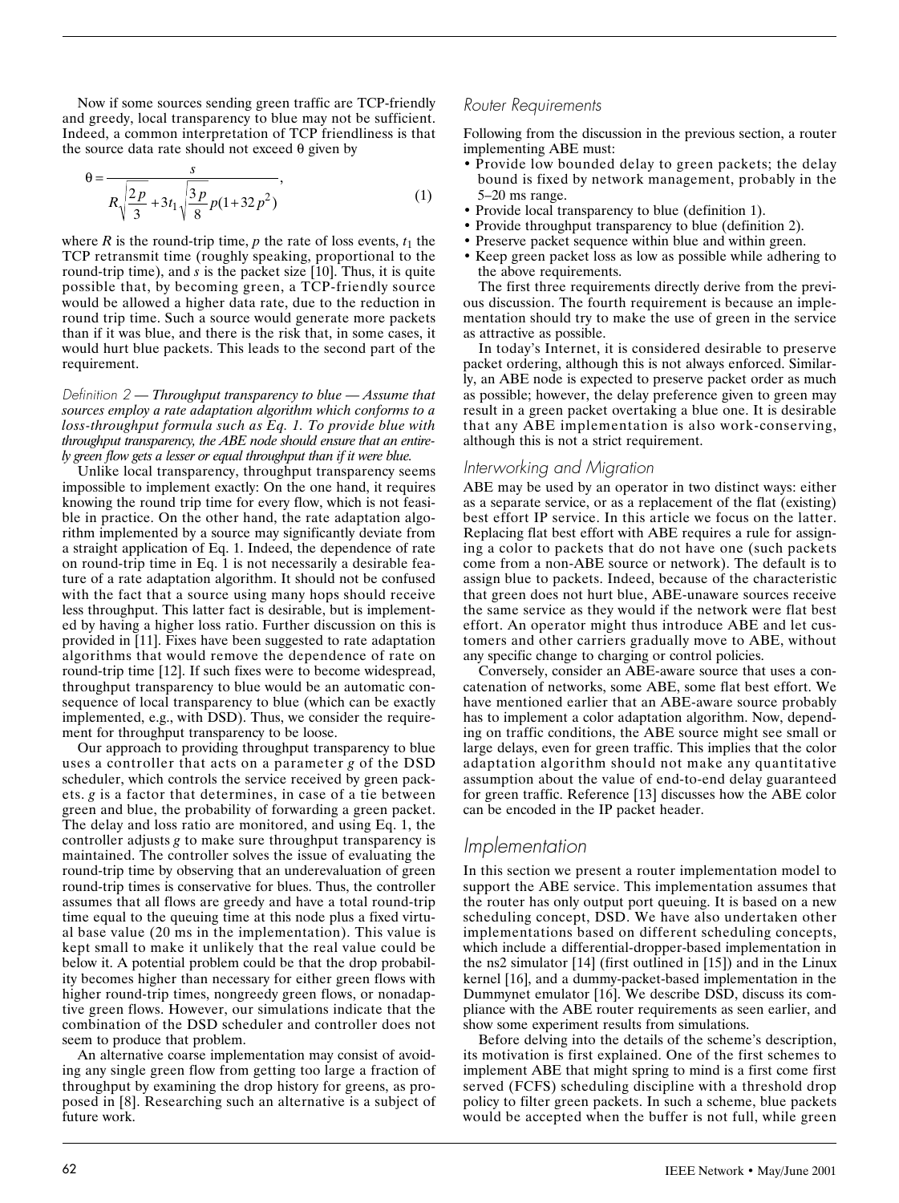Now if some sources sending green traffic are TCP-friendly and greedy, local transparency to blue may not be sufficient. Indeed, a common interpretation of TCP friendliness is that the source data rate should not exceed θ given by

$$\theta = \frac{s}{R\sqrt{\frac{2p}{3}} + 3t_1\sqrt{\frac{3p}{8}}p(1+32p^2)}, \tag{1}$$

where $R$ is the round-trip time, $p$ the rate of loss events, $t_1$ the TCP retransmit time (roughly speaking, proportional to the round-trip time), and $s$ is the packet size [10]. Thus, it is quite possible that, by becoming green, a TCP-friendly source would be allowed a higher data rate, due to the reduction in round trip time. Such a source would generate more packets than if it was blue, and there is the risk that, in some cases, it would hurt blue packets. This leads to the second part of the requirement.

*Definition 2 — **Throughput transparency to blue — Assume that sources employ a rate adaptation algorithm which conforms to a loss-throughput formula such as Eq. 1. To provide blue with throughput transparency, the ABE node should ensure that an entirely green flow gets a lesser or equal throughput than if it were blue.***

Unlike local transparency, throughput transparency seems impossible to implement exactly: On the one hand, it requires knowing the round trip time for every flow, which is not feasible in practice. On the other hand, the rate adaptation algorithm implemented by a source may significantly deviate from a straight application of Eq. 1. Indeed, the dependence of rate on round-trip time in Eq. 1 is not necessarily a desirable feature of a rate adaptation algorithm. It should not be confused with the fact that a source using many hops should receive less throughput. This latter fact is desirable, but is implemented by having a higher loss ratio. Further discussion on this is provided in [11]. Fixes have been suggested to rate adaptation algorithms that would remove the dependence of rate on round-trip time [12]. If such fixes were to become widespread, throughput transparency to blue would be an automatic consequence of local transparency to blue (which can be exactly implemented, e.g., with DSD). Thus, we consider the requirement for throughput transparency to be loose.

Our approach to providing throughput transparency to blue uses a controller that acts on a parameter $g$ of the DSD scheduler, which controls the service received by green packets. $g$ is a factor that determines, in case of a tie between green and blue, the probability of forwarding a green packet. The delay and loss ratio are monitored, and using Eq. 1, the controller adjusts $g$ to make sure throughput transparency is maintained. The controller solves the issue of evaluating the round-trip time by observing that an underevaluation of green round-trip times is conservative for blues. Thus, the controller assumes that all flows are greedy and have a total round-trip time equal to the queuing time at this node plus a fixed virtual base value (20 ms in the implementation). This value is kept small to make it unlikely that the real value could be below it. A potential problem could be that the drop probability becomes higher than necessary for either green flows with higher round-trip times, nongreedy green flows, or nonadaptive green flows. However, our simulations indicate that the combination of the DSD scheduler and controller does not seem to produce that problem.

An alternative coarse implementation may consist of avoiding any single green flow from getting too large a fraction of throughput by examining the drop history for greens, as proposed in [8]. Researching such an alternative is a subject of future work.

### Router Requirements

Following from the discussion in the previous section, a router implementing ABE must:

- Provide low bounded delay to green packets; the delay bound is fixed by network management, probably in the 5–20 ms range.
- Provide local transparency to blue (definition 1).
- Provide throughput transparency to blue (definition 2).
- Preserve packet sequence within blue and within green.
- Keep green packet loss as low as possible while adhering to the above requirements.

The first three requirements directly derive from the previous discussion. The fourth requirement is because an implementation should try to make the use of green in the service as attractive as possible.

In today's Internet, it is considered desirable to preserve packet ordering, although this is not always enforced. Similarly, an ABE node is expected to preserve packet order as much as possible; however, the delay preference given to green may result in a green packet overtaking a blue one. It is desirable that any ABE implementation is also work-conserving, although this is not a strict requirement.

### Interworking and Migration

ABE may be used by an operator in two distinct ways: either as a separate service, or as a replacement of the flat (existing) best effort IP service. In this article we focus on the latter. Replacing flat best effort with ABE requires a rule for assigning a color to packets that do not have one (such packets come from a non-ABE source or network). The default is to assign blue to packets. Indeed, because of the characteristic that green does not hurt blue, ABE-unaware sources receive the same service as they would if the network were flat best effort. An operator might thus introduce ABE and let customers and other carriers gradually move to ABE, without any specific change to charging or control policies.

Conversely, consider an ABE-aware source that uses a concatenation of networks, some ABE, some flat best effort. We have mentioned earlier that an ABE-aware source probably has to implement a color adaptation algorithm. Now, depending on traffic conditions, the ABE source might see small or large delays, even for green traffic. This implies that the color adaptation algorithm should not make any quantitative assumption about the value of end-to-end delay guaranteed for green traffic. Reference [13] discusses how the ABE color can be encoded in the IP packet header.

## Implementation

In this section we present a router implementation model to support the ABE service. This implementation assumes that the router has only output port queuing. It is based on a new scheduling concept, DSD. We have also undertaken other implementations based on different scheduling concepts, which include a differential-dropper-based implementation in the ns2 simulator [14] (first outlined in [15]) and in the Linux kernel [16], and a dummy-packet-based implementation in the Dummynet emulator [16]. We describe DSD, discuss its compliance with the ABE router requirements as seen earlier, and show some experiment results from simulations.

Before delving into the details of the scheme's description, its motivation is first explained. One of the first schemes to implement ABE that might spring to mind is a first come first served (FCFS) scheduling discipline with a threshold drop policy to filter green packets. In such a scheme, blue packets would be accepted when the buffer is not full, while green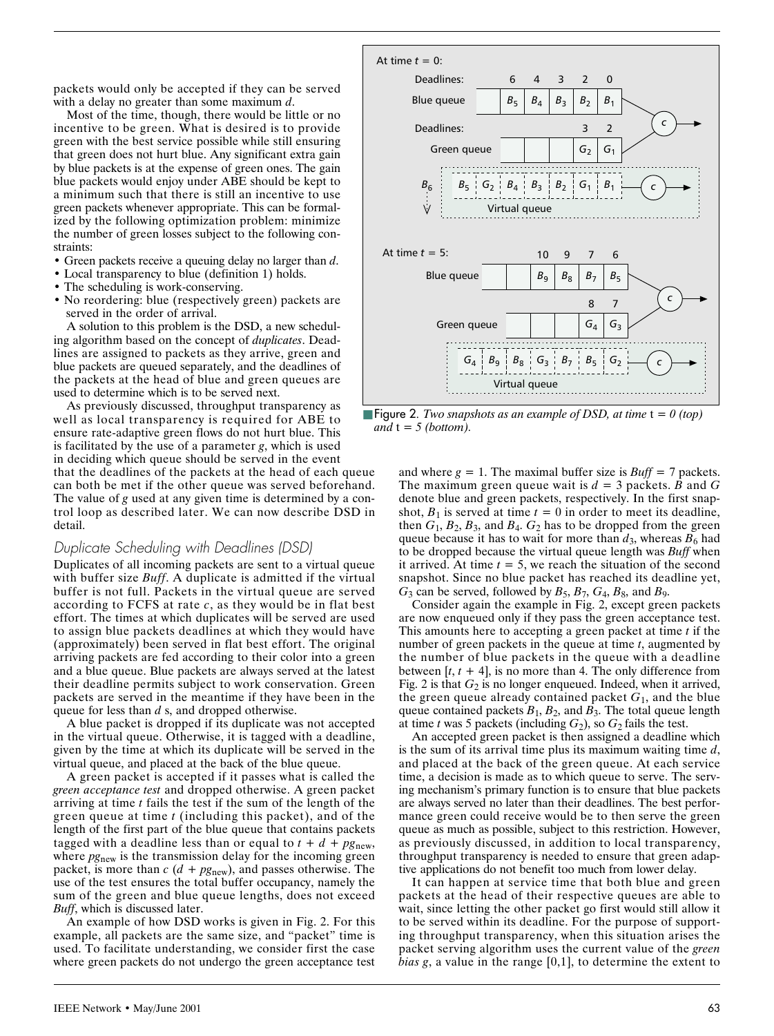packets would only be accepted if they can be served with a delay no greater than some maximum $d$.

Most of the time, though, there would be little or no incentive to be green. What is desired is to provide green with the best service possible while still ensuring that green does not hurt blue. Any significant extra gain by blue packets is at the expense of green ones. The gain blue packets would enjoy under ABE should be kept to a minimum such that there is still an incentive to use green packets whenever appropriate. This can be formalized by the following optimization problem: minimize the number of green losses subject to the following constraints:

- Green packets receive a queuing delay no larger than $d$.
- Local transparency to blue (definition 1) holds.
- The scheduling is work-conserving.
- No reordering: blue (respectively green) packets are served in the order of arrival.

A solution to this problem is the DSD, a new scheduling algorithm based on the concept of *duplicates*. Deadlines are assigned to packets as they arrive, green and blue packets are queued separately, and the deadlines of the packets at the head of blue and green queues are used to determine which is to be served next.

As previously discussed, throughput transparency as well as local transparency is required for ABE to ensure rate-adaptive green flows do not hurt blue. This is facilitated by the use of a parameter $g$, which is used in deciding which queue should be served in the event that the deadlines of the packets at the head of each queue can both be met if the other queue was served beforehand. The value of $g$ used at any given time is determined by a control loop as described later. We can now describe DSD in detail.

## Duplicate Scheduling with Deadlines (DSD)

Duplicates of all incoming packets are sent to a virtual queue with buffer size *Buff*. A duplicate is admitted if the virtual buffer is not full. Packets in the virtual queue are served according to FCFS at rate $c$, as they would be in flat best effort. The times at which duplicates will be served are used to assign blue packets deadlines at which they would have (approximately) been served in flat best effort. The original arriving packets are fed according to their color into a green and a blue queue. Blue packets are always served at the latest their deadline permits subject to work conservation. Green packets are served in the meantime if they have been in the queue for less than $d$ s, and dropped otherwise.

A blue packet is dropped if its duplicate was not accepted in the virtual queue. Otherwise, it is tagged with a deadline, given by the time at which its duplicate will be served in the virtual queue, and placed at the back of the blue queue.

A green packet is accepted if it passes what is called the *green acceptance test* and dropped otherwise. A green packet arriving at time $t$ fails the test if the sum of the length of the green queue at time $t$ (including this packet), and of the length of the first part of the blue queue that contains packets tagged with a deadline less than or equal to $t + d + pg_{\text{new}}$, where $pg_{\text{new}}$ is the transmission delay for the incoming green packet, is more than $c$ $(d + pg_{\text{new}})$, and passes otherwise. The use of the test ensures the total buffer occupancy, namely the sum of the green and blue queue lengths, does not exceed *Buff*, which is discussed later.

An example of how DSD works is given in Fig. 2. For this example, all packets are the same size, and "packet" time is used. To facilitate understanding, we consider first the case where green packets do not undergo the green acceptance test and where $g = 1$. The maximal buffer size is $Buff = 7$ packets. The maximum green queue wait is $d = 3$ packets. $B$ and $G$ denote blue and green packets, respectively. In the first snapshot, $B_1$ is served at time $t = 0$ in order to meet its deadline, then $G_1$, $B_2$, $B_3$, and $B_4$. $G_2$ has to be dropped from the green queue because it has to wait for more than $d_3$, whereas $B_6$ had to be dropped because the virtual queue length was *Buff* when it arrived. At time $t = 5$, we reach the situation of the second snapshot. Since no blue packet has reached its deadline yet, $G_3$ can be served, followed by $B_5$, $B_7$, $G_4$, $B_8$, and $B_9$.

Figure 2. *Two snapshots as an example of DSD, at time* $t = 0$ *(top) and* $t = 5$ *(bottom).*

Consider again the example in Fig. 2, except green packets are now enqueued only if they pass the green acceptance test. This amounts here to accepting a green packet at time $t$ if the number of green packets in the queue at time $t$, augmented by the number of blue packets in the queue with a deadline between $[t, t + 4]$, is no more than 4. The only difference from Fig. 2 is that $G_2$ is no longer enqueued. Indeed, when it arrived, the green queue already contained packet $G_1$, and the blue queue contained packets $B_1$, $B_2$, and $B_3$. The total queue length at time $t$ was 5 packets (including $G_2$), so $G_2$ fails the test.

An accepted green packet is then assigned a deadline which is the sum of its arrival time plus its maximum waiting time $d$, and placed at the back of the green queue. At each service time, a decision is made as to which queue to serve. The serving mechanism's primary function is to ensure that blue packets are always served no later than their deadlines. The best performance green could receive would be to then serve the green queue as much as possible, subject to this restriction. However, as previously discussed, in addition to local transparency, throughput transparency is needed to ensure that green adaptive applications do not benefit too much from lower delay.

It can happen at service time that both blue and green packets at the head of their respective queues are able to wait, since letting the other packet go first would still allow it to be served within its deadline. For the purpose of supporting throughput transparency, when this situation arises the packet serving algorithm uses the current value of the *green bias* $g$, a value in the range [0,1], to determine the extent to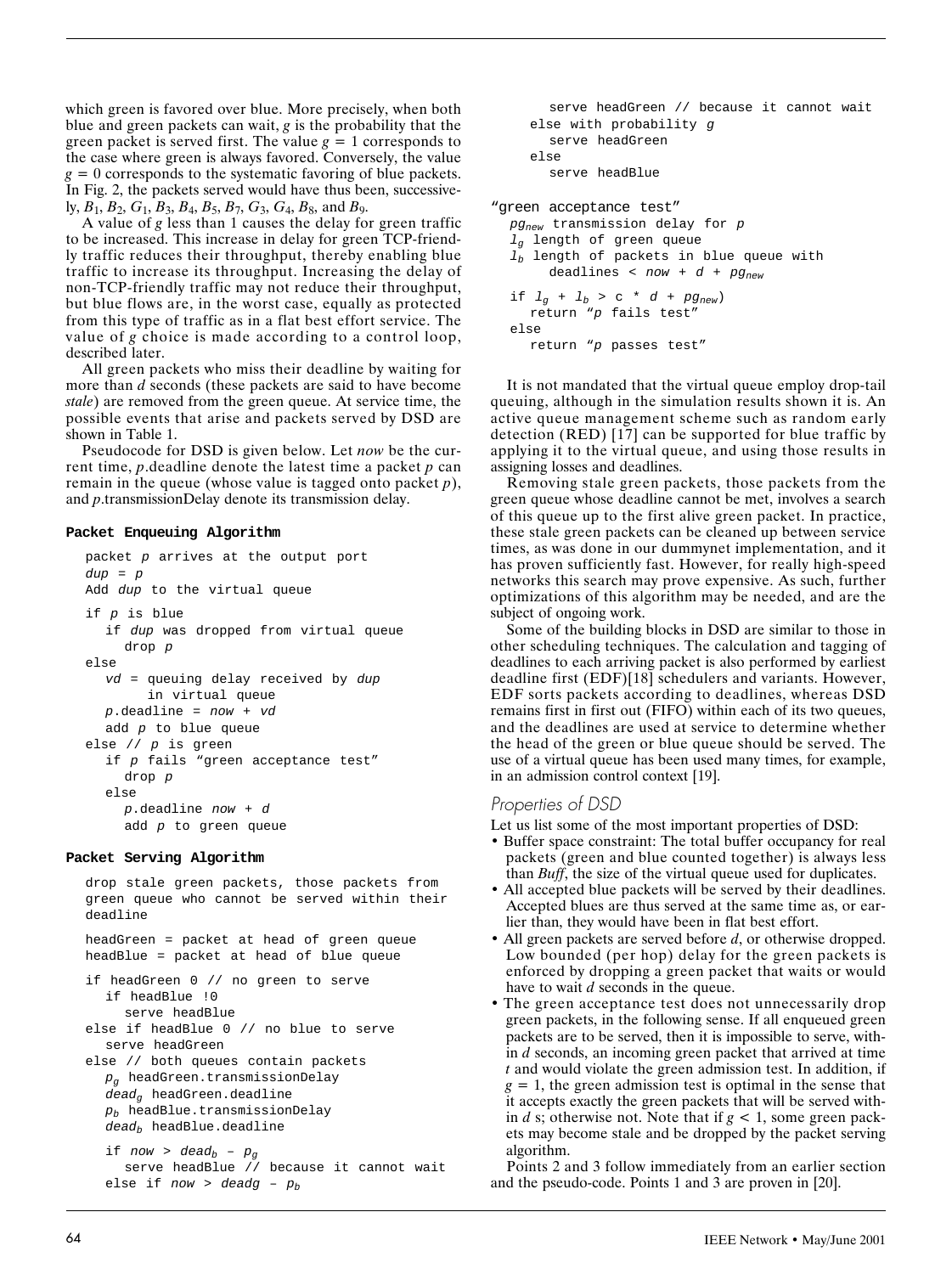which green is favored over blue. More precisely, when both blue and green packets can wait, $g$ is the probability that the green packet is served first. The value $g = 1$ corresponds to the case where green is always favored. Conversely, the value $g = 0$ corresponds to the systematic favoring of blue packets. In Fig. 2, the packets served would have thus been, successively, $B_1$, $B_2$, $G_1$, $B_3$, $B_4$, $B_5$, $B_7$, $G_3$, $G_4$, $B_8$, and $B_9$.

A value of $g$ less than 1 causes the delay for green traffic to be increased. This increase in delay for green TCP-friendly traffic reduces their throughput, thereby enabling blue traffic to increase its throughput. Increasing the delay of non-TCP-friendly traffic may not reduce their throughput, but blue flows are, in the worst case, equally as protected from this type of traffic as in a flat best effort service. The value of $g$ choice is made according to a control loop, described later.

All green packets who miss their deadline by waiting for more than $d$ seconds (these packets are said to have become *stale*) are removed from the green queue. At service time, the possible events that arise and packets served by DSD are shown in Table 1.

Pseudocode for DSD is given below. Let *now* be the current time, *p*.deadline denote the latest time a packet $p$ can remain in the queue (whose value is tagged onto packet $p$), and *p*.transmissionDelay denote its transmission delay.

**Packet Enqueuing Algorithm**

```
packet p arrives at the output port
dup = p
Add dup to the virtual queue

if p is blue
   if dup was dropped from virtual queue
      drop p
else
   vd = queuing delay received by dup
        in virtual queue
   p.deadline = now + vd
   add p to blue queue
else // p is green
   if p fails "green acceptance test"
      drop p
   else
      p.deadline now + d
      add p to green queue
```

**Packet Serving Algorithm**

```
drop stale green packets, those packets from
green queue who cannot be served within their
deadline

headGreen = packet at head of green queue
headBlue = packet at head of blue queue

if headGreen 0 // no green to serve
   if headBlue !0
      serve headBlue
else if headBlue 0 // no blue to serve
   serve headGreen
else // both queues contain packets
   p_g headGreen.transmissionDelay
   dead_g headGreen.deadline
   p_b headBlue.transmissionDelay
   dead_b headBlue.deadline

   if now > dead_b – p_g
      serve headBlue // because it cannot wait
   else if now > deadg – p_b
      serve headGreen // because it cannot wait
   else with probability g
      serve headGreen
   else
      serve headBlue

"green acceptance test"
   pg_new transmission delay for p
   l_g length of green queue
   l_b length of packets in blue queue with
       deadlines < now + d + pg_new

   if l_g + l_b > c * d + pg_new)
      return "p fails test"
   else
      return "p passes test"
```

It is not mandated that the virtual queue employ drop-tail queuing, although in the simulation results shown it is. An active queue management scheme such as random early detection (RED) [17] can be supported for blue traffic by applying it to the virtual queue, and using those results in assigning losses and deadlines.

Removing stale green packets, those packets from the green queue whose deadline cannot be met, involves a search of this queue up to the first alive green packet. In practice, these stale green packets can be cleaned up between service times, as was done in our dummynet implementation, and it has proven sufficiently fast. However, for really high-speed networks this search may prove expensive. As such, further optimizations of this algorithm may be needed, and are the subject of ongoing work.

Some of the building blocks in DSD are similar to those in other scheduling techniques. The calculation and tagging of deadlines to each arriving packet is also performed by earliest deadline first (EDF)[18] schedulers and variants. However, EDF sorts packets according to deadlines, whereas DSD remains first in first out (FIFO) within each of its two queues, and the deadlines are used at service to determine whether the head of the green or blue queue should be served. The use of a virtual queue has been used many times, for example, in an admission control context [19].

## Properties of DSD

Let us list some of the most important properties of DSD:

- Buffer space constraint: The total buffer occupancy for real packets (green and blue counted together) is always less than *Buff*, the size of the virtual queue used for duplicates.
- All accepted blue packets will be served by their deadlines. Accepted blues are thus served at the same time as, or earlier than, they would have been in flat best effort.
- All green packets are served before $d$, or otherwise dropped. Low bounded (per hop) delay for the green packets is enforced by dropping a green packet that waits or would have to wait $d$ seconds in the queue.
- The green acceptance test does not unnecessarily drop green packets, in the following sense. If all enqueued green packets are to be served, then it is impossible to serve, within $d$ seconds, an incoming green packet that arrived at time $t$ and would violate the green admission test. In addition, if $g = 1$, the green admission test is optimal in the sense that it accepts exactly the green packets that will be served within $d$ s; otherwise not. Note that if $g < 1$, some green packets may become stale and be dropped by the packet serving algorithm.

Points 2 and 3 follow immediately from an earlier section and the pseudo-code. Points 1 and 3 are proven in [20].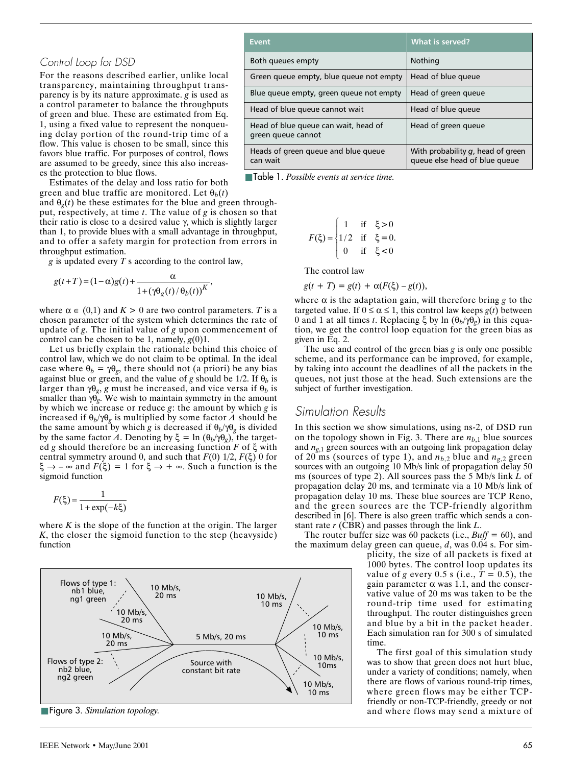## Control Loop for DSD

For the reasons described earlier, unlike local transparency, maintaining throughput transparency is by its nature approximate. $g$ is used as a control parameter to balance the throughputs of green and blue. These are estimated from Eq. 1, using a fixed value to represent the nonqueuing delay portion of the round-trip time of a flow. This value is chosen to be small, since this favors blue traffic. For purposes of control, flows are assumed to be greedy, since this also increases the protection to blue flows.

Estimates of the delay and loss ratio for both green and blue traffic are monitored. Let $\theta_b(t)$ and $\theta_g(t)$ be these estimates for the blue and green throughput, respectively, at time $t$. The value of $g$ is chosen so that their ratio is close to a desired value $\gamma$, which is slightly larger than 1, to provide blues with a small advantage in throughput, and to offer a safety margin for protection from errors in throughput estimation.

$g$ is updated every $T$ s according to the control law,

$$g(t+T) = (1-\alpha)g(t) + \frac{\alpha}{1+(\gamma\theta_g(t)/\theta_b(t))^K},$$

where $\alpha \in (0,1)$ and $K > 0$ are two control parameters. $T$ is a chosen parameter of the system which determines the rate of update of $g$. The initial value of $g$ upon commencement of control can be chosen to be 1, namely, $g(0)1$.

Let us briefly explain the rationale behind this choice of control law, which we do not claim to be optimal. In the ideal case where $\theta_b = \gamma\theta_g$, there should not (a priori) be any bias against blue or green, and the value of $g$ should be 1/2. If $\theta_b$ is larger than $\gamma\theta_g$, $g$ must be increased, and vice versa if $\theta_b$ is smaller than $\gamma\theta_g$. We wish to maintain symmetry in the amount by which we increase or reduce $g$: the amount by which $g$ is increased if $\theta_b/\gamma\theta_g$ is multiplied by some factor $A$ should be the same amount by which $g$ is decreased if $\theta_b/\gamma\theta_g$ is divided by the same factor $A$. Denoting by $\xi = \ln(\theta_b/\gamma\theta_g)$, the targeted $g$ should therefore be an increasing function $F$ of $\xi$ with central symmetry around 0, and such that $F(0)$ 1/2, $F(\xi)$ 0 for $\xi \to -\infty$ and $F(\xi) = 1$ for $\xi \to +\infty$. Such a function is the sigmoid function

$$F(\xi) = \frac{1}{1+\exp(-k\xi)}$$

where $K$ is the slope of the function at the origin. The larger $K$, the closer the sigmoid function to the step (heavyside) function

$$F(\xi) = \begin{cases} 1 & \text{if} \quad \xi > 0 \\ 1/2 & \text{if} \quad \xi = 0. \\ 0 & \text{if} \quad \xi < 0 \end{cases}$$

The control law

$$g(t+T) = g(t) + \alpha(F(\xi) - g(t)),$$

where $\alpha$ is the adaptation gain, will therefore bring $g$ to the targeted value. If $0 \leq \alpha \leq 1$, this control law keeps $g(t)$ between 0 and 1 at all times $t$. Replacing $\xi$ by $\ln(\theta_b/\gamma\theta_g)$ in this equation, we get the control loop equation for the green bias as given in Eq. 2.

The use and control of the green bias $g$ is only one possible scheme, and its performance can be improved, for example, by taking into account the deadlines of all the packets in the queues, not just those at the head. Such extensions are the subject of further investigation.

| Event | What is served? |
|---|---|
| Both queues empty | Nothing |
| Green queue empty, blue queue not empty | Head of blue queue |
| Blue queue empty, green queue not empty | Head of green queue |
| Head of blue queue cannot wait | Head of blue queue |
| Head of blue queue can wait, head of green queue cannot | Head of green queue |
| Heads of green queue and blue queue can wait | With probability $g$, head of green queue else head of blue queue |

Table 1. *Possible events at service time.*

## Simulation Results

In this section we show simulations, using ns-2, of DSD run on the topology shown in Fig. 3. There are $n_{b,1}$ blue sources and $n_{g,1}$ green sources with an outgoing link propagation delay of 20 ms (sources of type 1), and $n_{b,2}$ blue and $n_{g,2}$ green sources with an outgoing 10 Mb/s link of propagation delay 50 ms (sources of type 2). All sources pass the 5 Mb/s link $L$ of propagation delay 20 ms, and terminate via a 10 Mb/s link of propagation delay 10 ms. These blue sources are TCP Reno, and the green sources are the TCP-friendly algorithm described in [6]. There is also green traffic which sends a constant rate $r$ (CBR) and passes through the link $L$.

The router buffer size was 60 packets (i.e., $Buff = 60$), and the maximum delay green can queue, $d$, was 0.04 s. For simplicity, the size of all packets is fixed at 1000 bytes. The control loop updates its value of $g$ every 0.5 s (i.e., $T = 0.5$), the gain parameter $\alpha$ was 1.1, and the conservative value of 20 ms was taken to be the round-trip time used for estimating throughput. The router distinguishes green and blue by a bit in the packet header. Each simulation ran for 300 s of simulated time.

The first goal of this simulation study was to show that green does not hurt blue, under a variety of conditions; namely, when there are flows of various round-trip times, where green flows may be either TCP-friendly or non-TCP-friendly, greedy or not and where flows may send a mixture of

Figure 3. *Simulation topology.*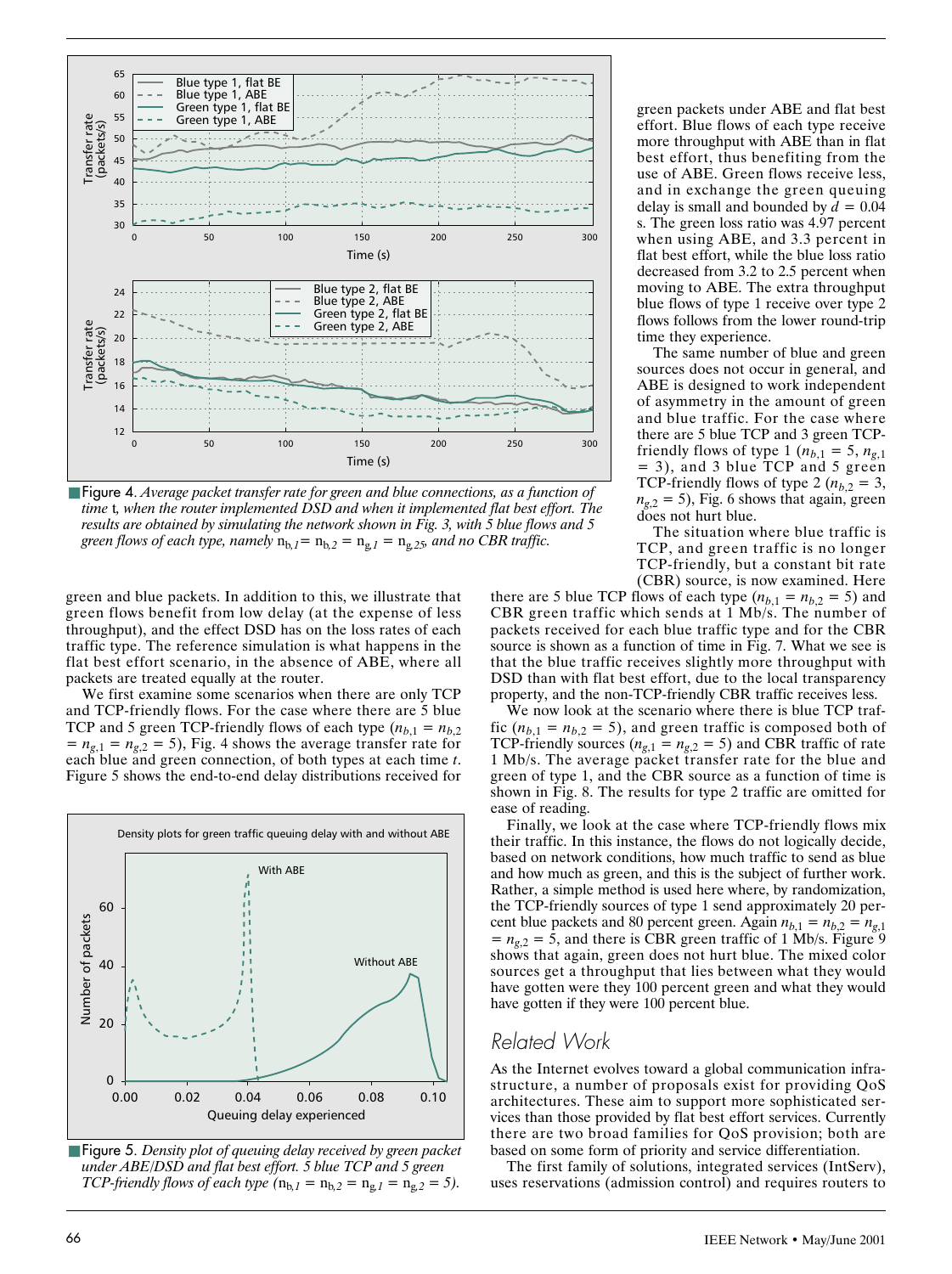■ Figure 4. *Average packet transfer rate for green and blue connections, as a function of time* t*, when the router implemented DSD and when it implemented flat best effort. The results are obtained by simulating the network shown in Fig. 3, with 5 blue flows and 5 green flows of each type, namely* $n_{b,1} = n_{b,2} = n_{g,1} = n_{g,2}5$*, and no CBR traffic.*

green and blue packets. In addition to this, we illustrate that green flows benefit from low delay (at the expense of less throughput), and the effect DSD has on the loss rates of each traffic type. The reference simulation is what happens in the flat best effort scenario, in the absence of ABE, where all packets are treated equally at the router.

We first examine some scenarios when there are only TCP and TCP-friendly flows. For the case where there are 5 blue TCP and 5 green TCP-friendly flows of each type ($n_{b,1} = n_{b,2} = n_{g,1} = n_{g,2} = 5$), Fig. 4 shows the average transfer rate for each blue and green connection, of both types at each time $t$. Figure 5 shows the end-to-end delay distributions received for green packets under ABE and flat best effort. Blue flows of each type receive more throughput with ABE than in flat best effort, thus benefiting from the use of ABE. Green flows receive less, and in exchange the green queuing delay is small and bounded by $d = 0.04$ s. The green loss ratio was 4.97 percent when using ABE, and 3.3 percent in flat best effort, while the blue loss ratio decreased from 3.2 to 2.5 percent when moving to ABE. The extra throughput blue flows of type 1 receive over type 2 flows follows from the lower round-trip time they experience.

■ Figure 5. *Density plot of queuing delay received by green packet under ABE/DSD and flat best effort. 5 blue TCP and 5 green TCP-friendly flows of each type* ($n_{b,1} = n_{b,2} = n_{g,1} = n_{g,2} = 5$).

The same number of blue and green sources does not occur in general, and ABE is designed to work independent of asymmetry in the amount of green and blue traffic. For the case where there are 5 blue TCP and 3 green TCP-friendly flows of type 1 ($n_{b,1} = 5$, $n_{g,1} = 3$), and 3 blue TCP and 5 green TCP-friendly flows of type 2 ($n_{b,2} = 3$, $n_{g,2} = 5$), Fig. 6 shows that again, green does not hurt blue.

The situation where blue traffic is TCP, and green traffic is no longer TCP-friendly, but a constant bit rate (CBR) source, is now examined. Here there are 5 blue TCP flows of each type ($n_{b,1} = n_{b,2} = 5$) and CBR green traffic which sends at 1 Mb/s. The number of packets received for each blue traffic type and for the CBR source is shown as a function of time in Fig. 7. What we see is that the blue traffic receives slightly more throughput with DSD than with flat best effort, due to the local transparency property, and the non-TCP-friendly CBR traffic receives less.

We now look at the scenario where there is blue TCP traffic ($n_{b,1} = n_{b,2} = 5$), and green traffic is composed both of TCP-friendly sources ($n_{g,1} = n_{g,2} = 5$) and CBR traffic of rate 1 Mb/s. The average packet transfer rate for the blue and green of type 1, and the CBR source as a function of time is shown in Fig. 8. The results for type 2 traffic are omitted for ease of reading.

Finally, we look at the case where TCP-friendly flows mix their traffic. In this instance, the flows do not logically decide, based on network conditions, how much traffic to send as blue and how much as green, and this is the subject of further work. Rather, a simple method is used here where, by randomization, the TCP-friendly sources of type 1 send approximately 20 percent blue packets and 80 percent green. Again $n_{b,1} = n_{b,2} = n_{g,1} = n_{g,2} = 5$, and there is CBR green traffic of 1 Mb/s. Figure 9 shows that again, green does not hurt blue. The mixed color sources get a throughput that lies between what they would have gotten were they 100 percent green and what they would have gotten if they were 100 percent blue.

## Related Work

As the Internet evolves toward a global communication infrastructure, a number of proposals exist for providing QoS architectures. These aim to support more sophisticated services than those provided by flat best effort services. Currently there are two broad families for QoS provision; both are based on some form of priority and service differentiation.

The first family of solutions, integrated services (IntServ), uses reservations (admission control) and requires routers to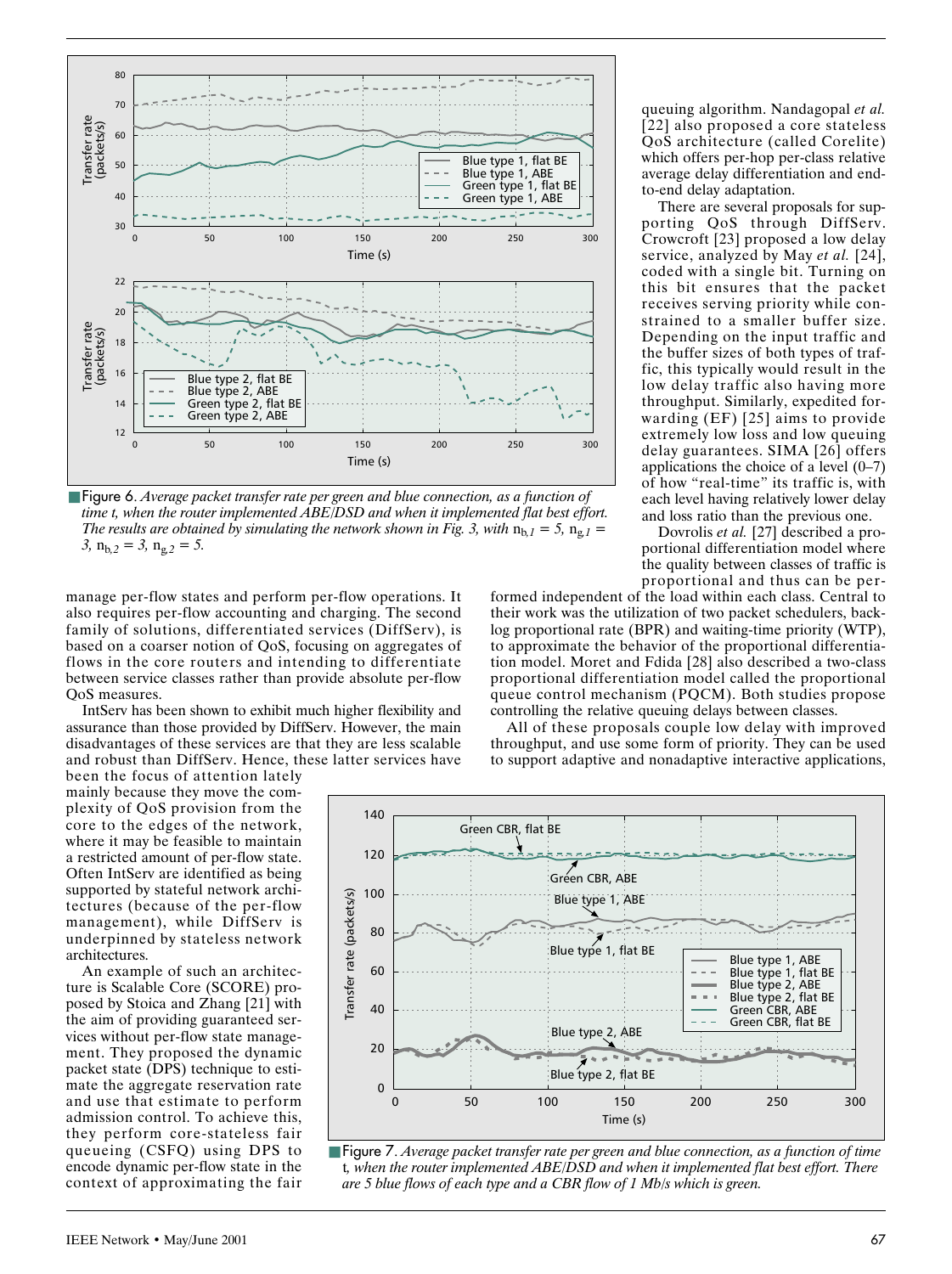■ Figure 6. *Average packet transfer rate per green and blue connection, as a function of time t, when the router implemented ABE/DSD and when it implemented flat best effort. The results are obtained by simulating the network shown in Fig. 3, with* $n_{b,1} = 5$, $n_{g,1} = 3$, $n_{b,2} = 3$, $n_{g,2} = 5$.

manage per-flow states and perform per-flow operations. It also requires per-flow accounting and charging. The second family of solutions, differentiated services (DiffServ), is based on a coarser notion of QoS, focusing on aggregates of flows in the core routers and intending to differentiate between service classes rather than provide absolute per-flow QoS measures.

IntServ has been shown to exhibit much higher flexibility and assurance than those provided by DiffServ. However, the main disadvantages of these services are that they are less scalable and robust than DiffServ. Hence, these latter services have been the focus of attention lately mainly because they move the complexity of QoS provision from the core to the edges of the network, where it may be feasible to maintain a restricted amount of per-flow state. Often IntServ are identified as being supported by stateful network architectures (because of the per-flow management), while DiffServ is underpinned by stateless network architectures.

An example of such an architecture is Scalable Core (SCORE) proposed by Stoica and Zhang [21] with the aim of providing guaranteed services without per-flow state management. They proposed the dynamic packet state (DPS) technique to estimate the aggregate reservation rate and use that estimate to perform admission control. To achieve this, they perform core-stateless fair queueing (CSFQ) using DPS to encode dynamic per-flow state in the context of approximating the fair queuing algorithm. Nandagopal *et al.* [22] also proposed a core stateless QoS architecture (called Corelite) which offers per-hop per-class relative average delay differentiation and end-to-end delay adaptation.

There are several proposals for supporting QoS through DiffServ. Crowcroft [23] proposed a low delay service, analyzed by May *et al.* [24], coded with a single bit. Turning on this bit ensures that the packet receives serving priority while constrained to a smaller buffer size. Depending on the input traffic and the buffer sizes of both types of traffic, this typically would result in the low delay traffic also having more throughput. Similarly, expedited forwarding (EF) [25] aims to provide extremely low loss and low queuing delay guarantees. SIMA [26] offers applications the choice of a level (0–7) of how "real-time" its traffic is, with each level having relatively lower delay and loss ratio than the previous one.

Dovrolis *et al.* [27] described a proportional differentiation model where the quality between classes of traffic is proportional and thus can be performed independent of the load within each class. Central to their work was the utilization of two packet schedulers, backlog proportional rate (BPR) and waiting-time priority (WTP), to approximate the behavior of the proportional differentiation model. Moret and Fdida [28] also described a two-class proportional differentiation model called the proportional queue control mechanism (PQCM). Both studies propose controlling the relative queuing delays between classes.

All of these proposals couple low delay with improved throughput, and use some form of priority. They can be used to support adaptive and nonadaptive interactive applications,

■ Figure 7. *Average packet transfer rate per green and blue connection, as a function of time* t*, when the router implemented ABE/DSD and when it implemented flat best effort. There are 5 blue flows of each type and a CBR flow of 1 Mb/s which is green.*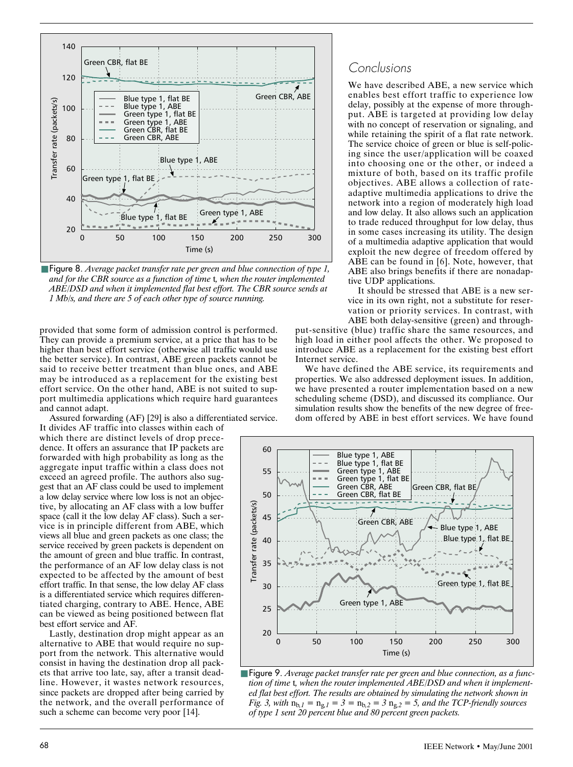Figure 8. *Average packet transfer rate per green and blue connection of type 1, and for the CBR source as a function of time* t*, when the router implemented ABE/DSD and when it implemented flat best effort. The CBR source sends at 1 Mb/s, and there are 5 of each other type of source running.*

provided that some form of admission control is performed. They can provide a premium service, at a price that has to be higher than best effort service (otherwise all traffic would use the better service). In contrast, ABE green packets cannot be said to receive better treatment than blue ones, and ABE may be introduced as a replacement for the existing best effort service. On the other hand, ABE is not suited to support multimedia applications which require hard guarantees and cannot adapt.

Assured forwarding (AF) [29] is also a differentiated service. It divides AF traffic into classes within each of which there are distinct levels of drop precedence. It offers an assurance that IP packets are forwarded with high probability as long as the aggregate input traffic within a class does not exceed an agreed profile. The authors also suggest that an AF class could be used to implement a low delay service where low loss is not an objective, by allocating an AF class with a low buffer space (call it the low delay AF class). Such a service is in principle different from ABE, which views all blue and green packets as one class; the service received by green packets is dependent on the amount of green and blue traffic. In contrast, the performance of an AF low delay class is not expected to be affected by the amount of best effort traffic. In that sense, the low delay AF class is a differentiated service which requires differentiated charging, contrary to ABE. Hence, ABE can be viewed as being positioned between flat best effort service and AF.

Lastly, destination drop might appear as an alternative to ABE that would require no support from the network. This alternative would consist in having the destination drop all packets that arrive too late, say, after a transit deadline. However, it wastes network resources, since packets are dropped after being carried by the network, and the overall performance of such a scheme can become very poor [14].

## Conclusions

We have described ABE, a new service which enables best effort traffic to experience low delay, possibly at the expense of more throughput. ABE is targeted at providing low delay with no concept of reservation or signaling, and while retaining the spirit of a flat rate network. The service choice of green or blue is self-policing since the user/application will be coaxed into choosing one or the other, or indeed a mixture of both, based on its traffic profile objectives. ABE allows a collection of rate-adaptive multimedia applications to drive the network into a region of moderately high load and low delay. It also allows such an application to trade reduced throughput for low delay, thus in some cases increasing its utility. The design of a multimedia adaptive application that would exploit the new degree of freedom offered by ABE can be found in [6]. Note, however, that ABE also brings benefits if there are nonadaptive UDP applications.

It should be stressed that ABE is a new service in its own right, not a substitute for reservation or priority services. In contrast, with ABE both delay-sensitive (green) and throughput-sensitive (blue) traffic share the same resources, and high load in either pool affects the other. We proposed to introduce ABE as a replacement for the existing best effort Internet service.

We have defined the ABE service, its requirements and properties. We also addressed deployment issues. In addition, we have presented a router implementation based on a new scheduling scheme (DSD), and discussed its compliance. Our simulation results show the benefits of the new degree of freedom offered by ABE in best effort services. We have found

Figure 9. *Average packet transfer rate per green and blue connection, as a function of time* t*, when the router implemented ABE/DSD and when it implemented flat best effort. The results are obtained by simulating the network shown in Fig. 3, with $n_{b,1} = n_{g,1} = 3 = n_{b,2} = 3\ n_{g,2} = 5$, and the TCP-friendly sources of type 1 sent 20 percent blue and 80 percent green packets.*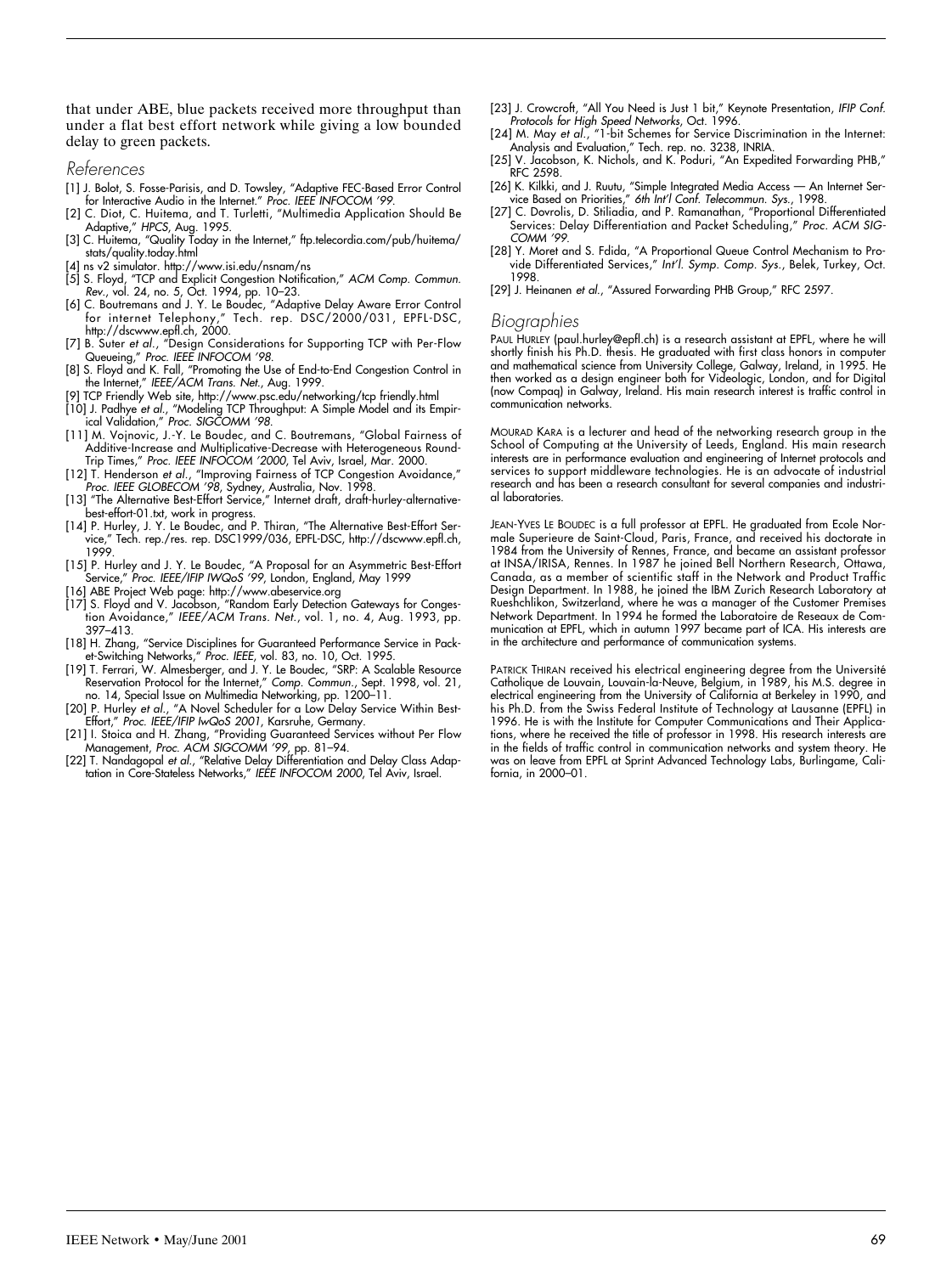that under ABE, blue packets received more throughput than under a flat best effort network while giving a low bounded delay to green packets.

## References

[1] J. Bolot, S. Fosse-Parisis, and D. Towsley, "Adaptive FEC-Based Error Control for Interactive Audio in the Internet." *Proc. IEEE INFOCOM '99*.

[2] C. Diot, C. Huitema, and T. Turletti, "Multimedia Application Should Be Adaptive," *HPCS*, Aug. 1995.

[3] C. Huitema, "Quality Today in the Internet," ftp.telecordia.com/pub/huitema/stats/quality.today.html

[4] ns v2 simulator. http://www.isi.edu/nsnam/ns

[5] S. Floyd, "TCP and Explicit Congestion Notification," *ACM Comp. Commun. Rev.*, vol. 24, no. 5, Oct. 1994, pp. 10–23.

[6] C. Boutremans and J. Y. Le Boudec, "Adaptive Delay Aware Error Control for internet Telephony," Tech. rep. DSC/2000/031, EPFL-DSC, http://dscwww.epfl.ch, 2000.

[7] B. Suter *et al.*, "Design Considerations for Supporting TCP with Per-Flow Queueing," *Proc. IEEE INFOCOM '98*.

[8] S. Floyd and K. Fall, "Promoting the Use of End-to-End Congestion Control in the Internet," *IEEE/ACM Trans. Net.*, Aug. 1999.

[9] TCP Friendly Web site, http://www.psc.edu/networking/tcp friendly.html

[10] J. Padhye *et al.*, "Modeling TCP Throughput: A Simple Model and its Empirical Validation," *Proc. SIGCOMM '98*.

[11] M. Vojnovic, J.-Y. Le Boudec, and C. Boutremans, "Global Fairness of Additive-Increase and Multiplicative-Decrease with Heterogeneous Round-Trip Times," *Proc. IEEE INFOCOM '2000*, Tel Aviv, Israel, Mar. 2000.

[12] T. Henderson *et al.*, "Improving Fairness of TCP Congestion Avoidance," *Proc. IEEE GLOBECOM '98*, Sydney, Australia, Nov. 1998.

[13] "The Alternative Best-Effort Service," Internet draft, draft-hurley-alternative-best-effort-01.txt, work in progress.

[14] P. Hurley, J. Y. Le Boudec, and P. Thiran, "The Alternative Best-Effort Service," Tech. rep./res. rep. DSC1999/036, EPFL-DSC, http://dscwww.epfl.ch, 1999.

[15] P. Hurley and J. Y. Le Boudec, "A Proposal for an Asymmetric Best-Effort Service," *Proc. IEEE/IFIP IWQoS '99*, London, England, May 1999

[16] ABE Project Web page: http://www.abeservice.org

[17] S. Floyd and V. Jacobson, "Random Early Detection Gateways for Congestion Avoidance," *IEEE/ACM Trans. Net.*, vol. 1, no. 4, Aug. 1993, pp. 397–413.

[18] H. Zhang, "Service Disciplines for Guaranteed Performance Service in Packet-Switching Networks," *Proc. IEEE*, vol. 83, no. 10, Oct. 1995.

[19] T. Ferrari, W. Almesberger, and J. Y. Le Boudec, "SRP: A Scalable Resource Reservation Protocol for the Internet," *Comp. Commun.*, Sept. 1998, vol. 21, no. 14, Special Issue on Multimedia Networking, pp. 1200–11.

[20] P. Hurley *et al.*, "A Novel Scheduler for a Low Delay Service Within Best-Effort," *Proc. IEEE/IFIP IwQoS 2001*, Karsruhe, Germany.

[21] I. Stoica and H. Zhang, "Providing Guaranteed Services without Per Flow Management, *Proc. ACM SIGCOMM '99*, pp. 81–94.

[22] T. Nandagopal *et al.*, "Relative Delay Differentiation and Delay Class Adaptation in Core-Stateless Networks," *IEEE INFOCOM 2000*, Tel Aviv, Israel.

[23] J. Crowcroft, "All You Need is Just 1 bit," Keynote Presentation, *IFIP Conf. Protocols for High Speed Networks*, Oct. 1996.

[24] M. May *et al.*, "1-bit Schemes for Service Discrimination in the Internet: Analysis and Evaluation," Tech. rep. no. 3238, INRIA.

[25] V. Jacobson, K. Nichols, and K. Poduri, "An Expedited Forwarding PHB," RFC 2598.

[26] K. Kilkki, and J. Ruutu, "Simple Integrated Media Access — An Internet Service Based on Priorities," *6th Int'l Conf. Telecommun. Sys.*, 1998.

[27] C. Dovrolis, D. Stiliadia, and P. Ramanathan, "Proportional Differentiated Services: Delay Differentiation and Packet Scheduling," *Proc. ACM SIGCOMM '99*.

[28] Y. Moret and S. Fdida, "A Proportional Queue Control Mechanism to Provide Differentiated Services," *Int'l. Symp. Comp. Sys.*, Belek, Turkey, Oct. 1998.

[29] J. Heinanen *et al.*, "Assured Forwarding PHB Group," RFC 2597.

## Biographies

PAUL HURLEY (paul.hurley@epfl.ch) is a research assistant at EPFL, where he will shortly finish his Ph.D. thesis. He graduated with first class honors in computer and mathematical science from University College, Galway, Ireland, in 1995. He then worked as a design engineer both for Videologic, London, and for Digital (now Compaq) in Galway, Ireland. His main research interest is traffic control in communication networks.

MOURAD KARA is a lecturer and head of the networking research group in the School of Computing at the University of Leeds, England. His main research interests are in performance evaluation and engineering of Internet protocols and services to support middleware technologies. He is an advocate of industrial research and has been a research consultant for several companies and industrial laboratories.

JEAN-YVES LE BOUDEC is a full professor at EPFL. He graduated from Ecole Normale Superieure de Saint-Cloud, Paris, France, and received his doctorate in 1984 from the University of Rennes, France, and became an assistant professor at INSA/IRISA, Rennes. In 1987 he joined Bell Northern Research, Ottawa, Canada, as a member of scientific staff in the Network and Product Traffic Design Department. In 1988, he joined the IBM Zurich Research Laboratory at Rueshchlikon, Switzerland, where he was a manager of the Customer Premises Network Department. In 1994 he formed the Laboratoire de Reseaux de Communication at EPFL, which in autumn 1997 became part of ICA. His interests are in the architecture and performance of communication systems.

PATRICK THIRAN received his electrical engineering degree from the Université Catholique de Louvain, Louvain-la-Neuve, Belgium, in 1989, his M.S. degree in electrical engineering from the University of California at Berkeley in 1990, and his Ph.D. from the Swiss Federal Institute of Technology at Lausanne (EPFL) in 1996. He is with the Institute for Computer Communications and Their Applications, where he received the title of professor in 1998. His research interests are in the fields of traffic control in communication networks and system theory. He was on leave from EPFL at Sprint Advanced Technology Labs, Burlingame, California, in 2000–01.